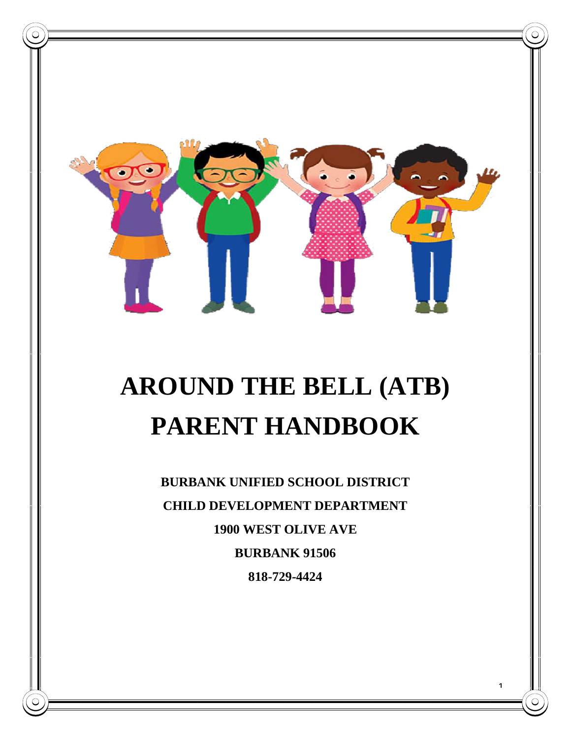# AROUND THE BELL (ATB) PARENT HANDBOOK

**BURBANK UNIFIED SCHOOL DISTRICT**

**CHILD DEVELOPMENT DEPARTMENT**

**1900 WEST OLIVE AVE**

**BURBANK 91506**

**818-729-4424**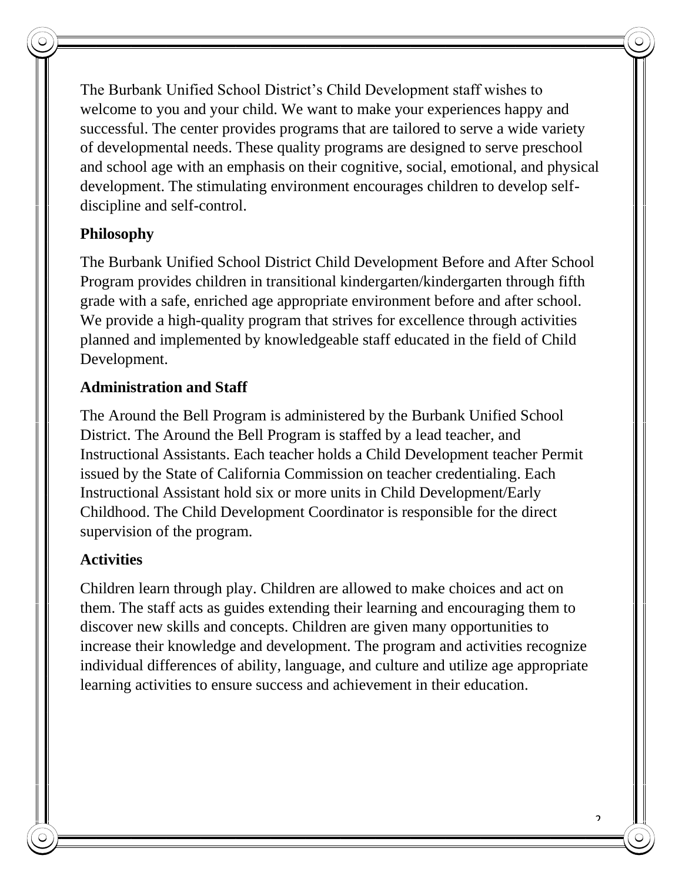The Burbank Unified School District's Child Development staff wishes to welcome to you and your child. We want to make your experiences happy and successful. The center provides programs that are tailored to serve a wide variety of developmental needs. These quality programs are designed to serve preschool and school age with an emphasis on their cognitive, social, emotional, and physical development. The stimulating environment encourages children to develop self-discipline and self-control.

## Philosophy

The Burbank Unified School District Child Development Before and After School Program provides children in transitional kindergarten/kindergarten through fifth grade with a safe, enriched age appropriate environment before and after school. We provide a high-quality program that strives for excellence through activities planned and implemented by knowledgeable staff educated in the field of Child Development.

## Administration and Staff

The Around the Bell Program is administered by the Burbank Unified School District. The Around the Bell Program is staffed by a lead teacher, and Instructional Assistants. Each teacher holds a Child Development teacher Permit issued by the State of California Commission on teacher credentialing. Each Instructional Assistant hold six or more units in Child Development/Early Childhood. The Child Development Coordinator is responsible for the direct supervision of the program.

## Activities

Children learn through play. Children are allowed to make choices and act on them. The staff acts as guides extending their learning and encouraging them to discover new skills and concepts. Children are given many opportunities to increase their knowledge and development. The program and activities recognize individual differences of ability, language, and culture and utilize age appropriate learning activities to ensure success and achievement in their education.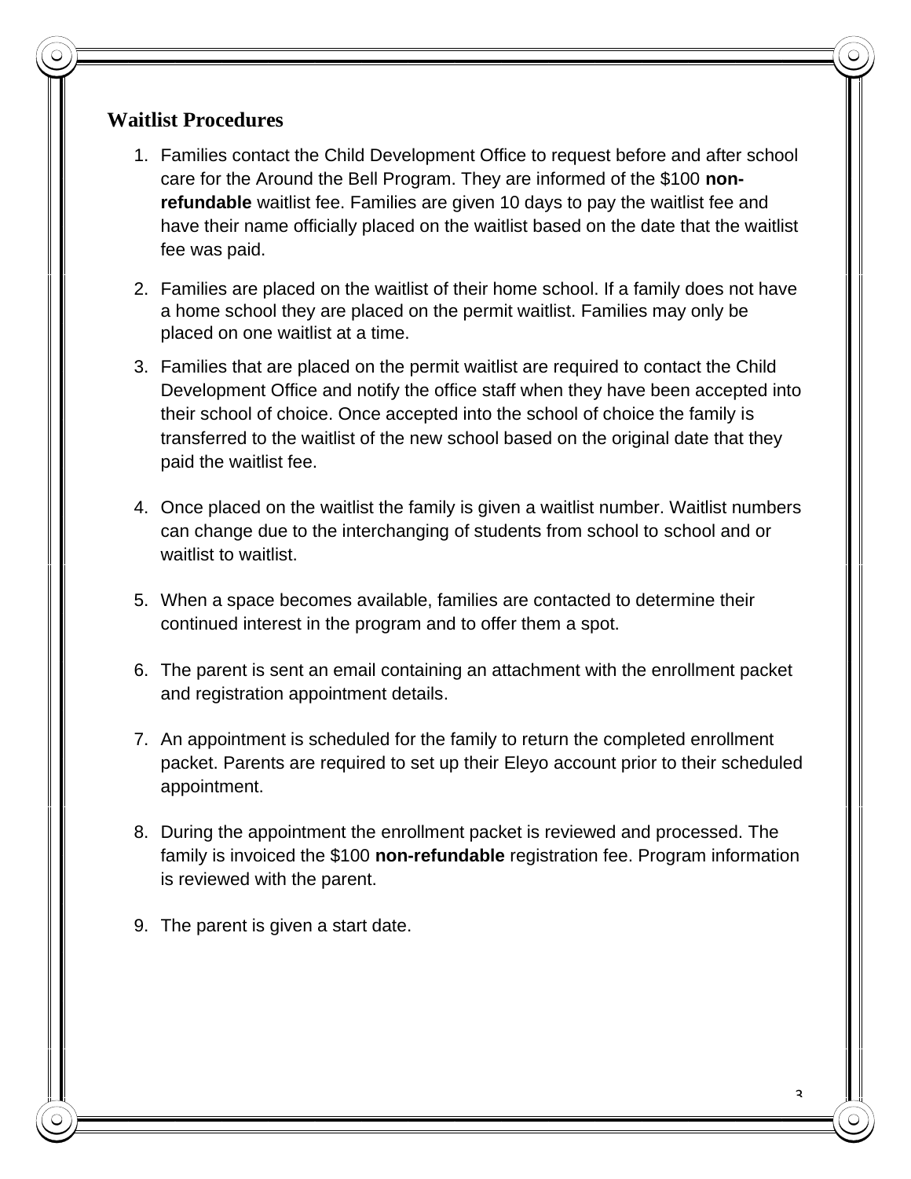## Waitlist Procedures

1. Families contact the Child Development Office to request before and after school care for the Around the Bell Program. They are informed of the $100 **non-refundable** waitlist fee. Families are given 10 days to pay the waitlist fee and have their name officially placed on the waitlist based on the date that the waitlist fee was paid.

2. Families are placed on the waitlist of their home school. If a family does not have a home school they are placed on the permit waitlist. Families may only be placed on one waitlist at a time.

3. Families that are placed on the permit waitlist are required to contact the Child Development Office and notify the office staff when they have been accepted into their school of choice. Once accepted into the school of choice the family is transferred to the waitlist of the new school based on the original date that they paid the waitlist fee.

4. Once placed on the waitlist the family is given a waitlist number. Waitlist numbers can change due to the interchanging of students from school to school and or waitlist to waitlist.

5. When a space becomes available, families are contacted to determine their continued interest in the program and to offer them a spot.

6. The parent is sent an email containing an attachment with the enrollment packet and registration appointment details.

7. An appointment is scheduled for the family to return the completed enrollment packet. Parents are required to set up their Eleyo account prior to their scheduled appointment.

8. During the appointment the enrollment packet is reviewed and processed. The family is invoiced the $100 **non-refundable** registration fee. Program information is reviewed with the parent.

9. The parent is given a start date.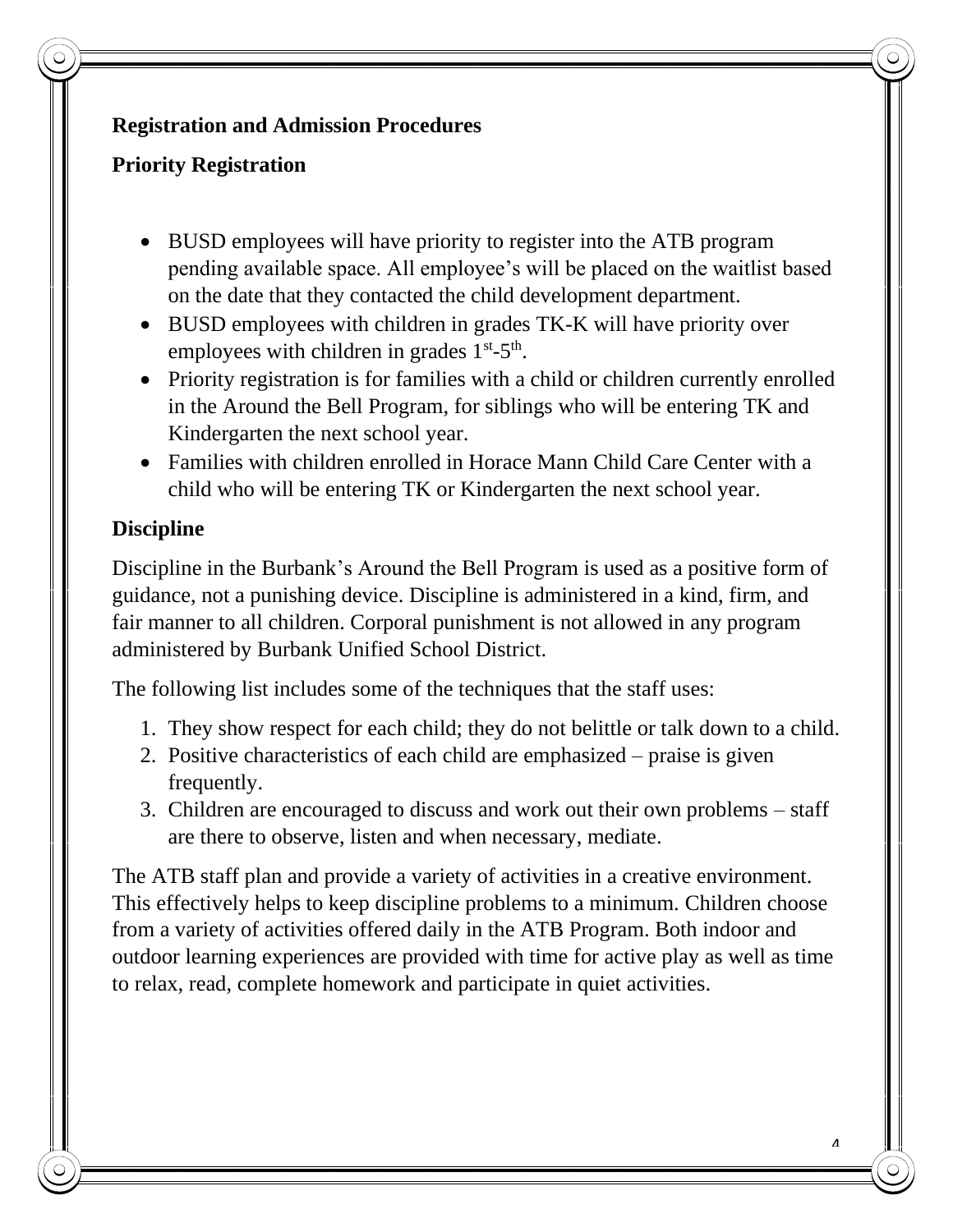## Registration and Admission Procedures

### Priority Registration

- BUSD employees will have priority to register into the ATB program pending available space. All employee's will be placed on the waitlist based on the date that they contacted the child development department.
- BUSD employees with children in grades TK-K will have priority over employees with children in grades 1st-5th.
- Priority registration is for families with a child or children currently enrolled in the Around the Bell Program, for siblings who will be entering TK and Kindergarten the next school year.
- Families with children enrolled in Horace Mann Child Care Center with a child who will be entering TK or Kindergarten the next school year.

### Discipline

Discipline in the Burbank's Around the Bell Program is used as a positive form of guidance, not a punishing device. Discipline is administered in a kind, firm, and fair manner to all children. Corporal punishment is not allowed in any program administered by Burbank Unified School District.

The following list includes some of the techniques that the staff uses:

1. They show respect for each child; they do not belittle or talk down to a child.
2. Positive characteristics of each child are emphasized – praise is given frequently.
3. Children are encouraged to discuss and work out their own problems – staff are there to observe, listen and when necessary, mediate.

The ATB staff plan and provide a variety of activities in a creative environment. This effectively helps to keep discipline problems to a minimum. Children choose from a variety of activities offered daily in the ATB Program. Both indoor and outdoor learning experiences are provided with time for active play as well as time to relax, read, complete homework and participate in quiet activities.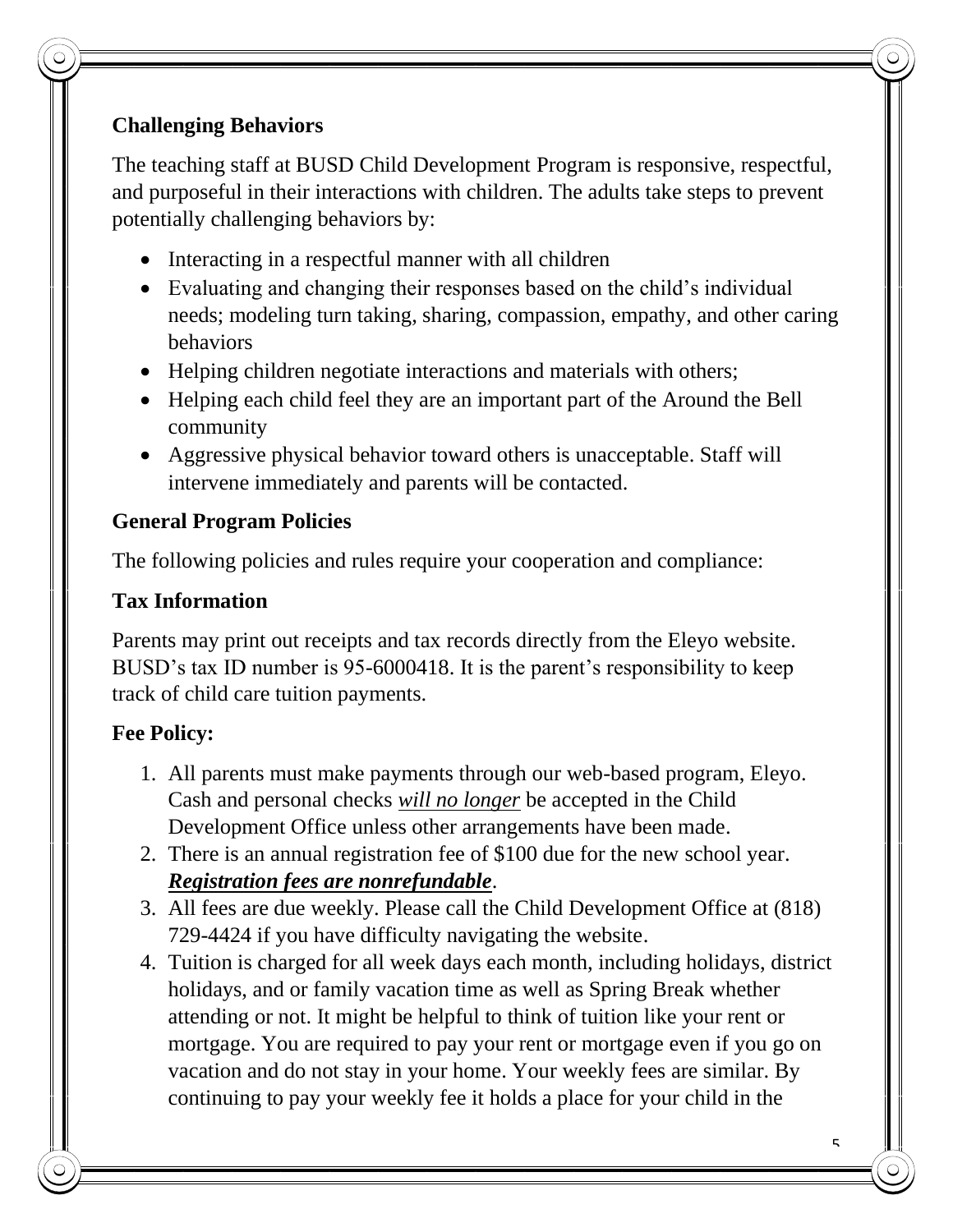## Challenging Behaviors

The teaching staff at BUSD Child Development Program is responsive, respectful, and purposeful in their interactions with children. The adults take steps to prevent potentially challenging behaviors by:

- Interacting in a respectful manner with all children
- Evaluating and changing their responses based on the child's individual needs; modeling turn taking, sharing, compassion, empathy, and other caring behaviors
- Helping children negotiate interactions and materials with others;
- Helping each child feel they are an important part of the Around the Bell community
- Aggressive physical behavior toward others is unacceptable. Staff will intervene immediately and parents will be contacted.

## General Program Policies

The following policies and rules require your cooperation and compliance:

## Tax Information

Parents may print out receipts and tax records directly from the Eleyo website. BUSD's tax ID number is 95-6000418. It is the parent's responsibility to keep track of child care tuition payments.

## Fee Policy:

1. All parents must make payments through our web-based program, Eleyo. Cash and personal checks <u>*will no longer*</u> be accepted in the Child Development Office unless other arrangements have been made.
2. There is an annual registration fee of $100 due for the new school year. <u>***Registration fees are nonrefundable***</u>.
3. All fees are due weekly. Please call the Child Development Office at (818) 729-4424 if you have difficulty navigating the website.
4. Tuition is charged for all week days each month, including holidays, district holidays, and or family vacation time as well as Spring Break whether attending or not. It might be helpful to think of tuition like your rent or mortgage. You are required to pay your rent or mortgage even if you go on vacation and do not stay in your home. Your weekly fees are similar. By continuing to pay your weekly fee it holds a place for your child in the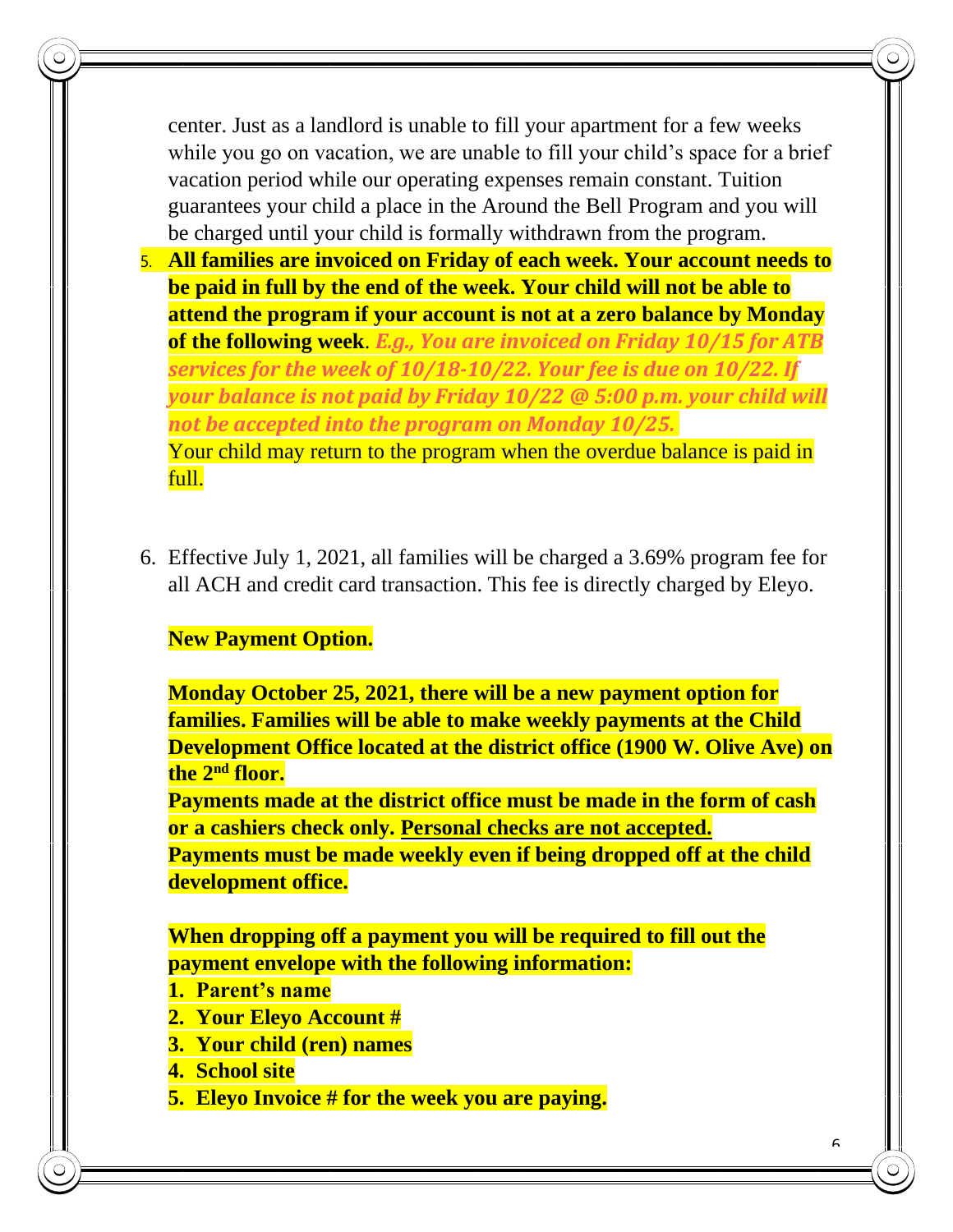center. Just as a landlord is unable to fill your apartment for a few weeks while you go on vacation, we are unable to fill your child's space for a brief vacation period while our operating expenses remain constant. Tuition guarantees your child a place in the Around the Bell Program and you will be charged until your child is formally withdrawn from the program.

5. **All families are invoiced on Friday of each week. Your account needs to be paid in full by the end of the week. Your child will not be able to attend the program if your account is not at a zero balance by Monday of the following week**. ***E.g., You are invoiced on Friday 10/15 for ATB services for the week of 10/18-10/22. Your fee is due on 10/22. If your balance is not paid by Friday 10/22 @ 5:00 p.m. your child will not be accepted into the program on Monday 10/25.***
   Your child may return to the program when the overdue balance is paid in full.

6. Effective July 1, 2021, all families will be charged a 3.69% program fee for all ACH and credit card transaction. This fee is directly charged by Eleyo.

   **New Payment Option.**

   **Monday October 25, 2021, there will be a new payment option for families. Families will be able to make weekly payments at the Child Development Office located at the district office (1900 W. Olive Ave) on the 2nd floor.**
   **Payments made at the district office must be made in the form of cash or a cashiers check only. <u>Personal checks are not accepted.</u>**
   **Payments must be made weekly even if being dropped off at the child development office.**

   **When dropping off a payment you will be required to fill out the payment envelope with the following information:**
   1. **Parent's name**
   2. **Your Eleyo Account #**
   3. **Your child (ren) names**
   4. **School site**
   5. **Eleyo Invoice # for the week you are paying.**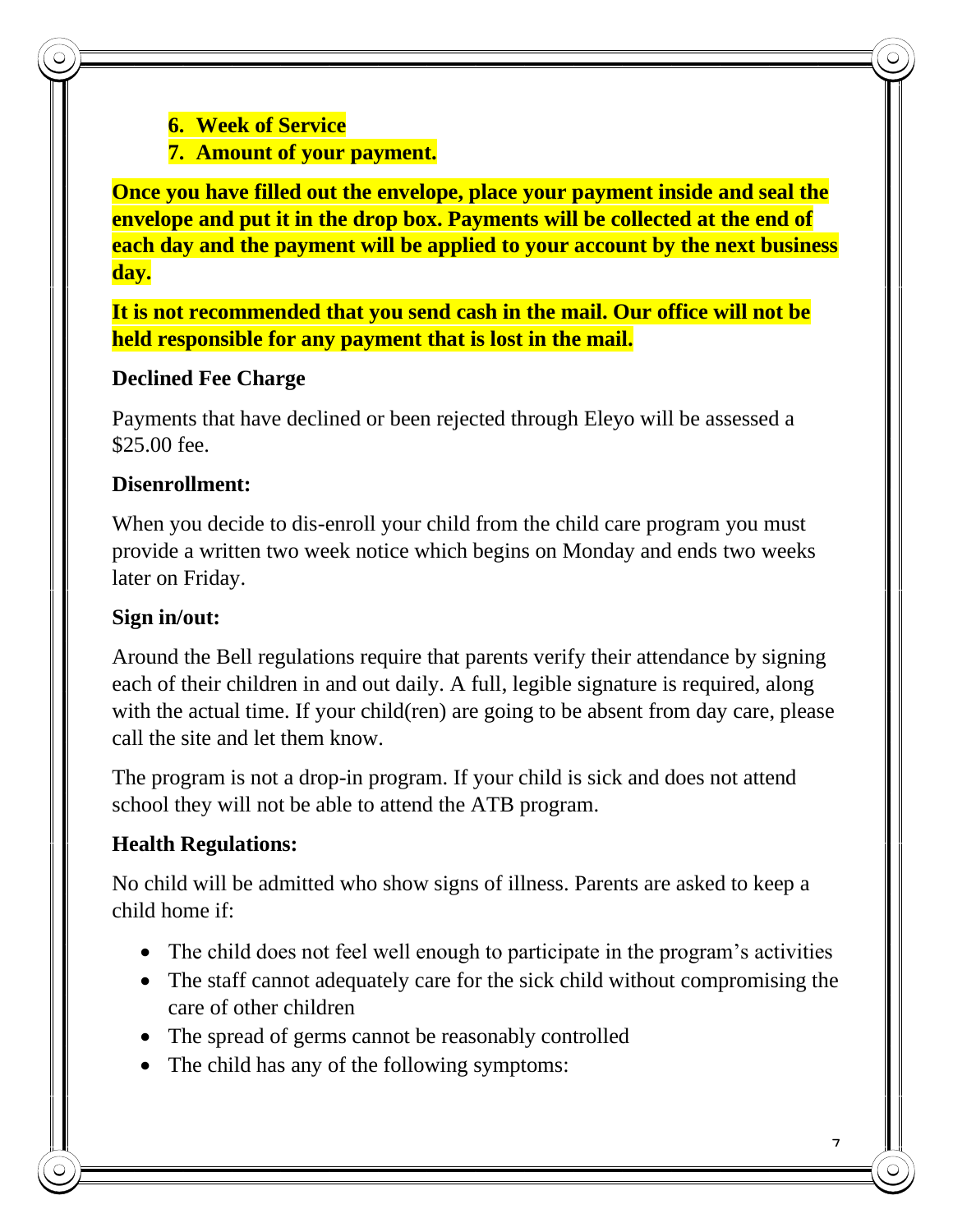6. **Week of Service**
7. **Amount of your payment.**

**Once you have filled out the envelope, place your payment inside and seal the envelope and put it in the drop box. Payments will be collected at the end of each day and the payment will be applied to your account by the next business day.**

**It is not recommended that you send cash in the mail. Our office will not be held responsible for any payment that is lost in the mail.**

### Declined Fee Charge

Payments that have declined or been rejected through Eleyo will be assessed a $25.00 fee.

### Disenrollment:

When you decide to dis-enroll your child from the child care program you must provide a written two week notice which begins on Monday and ends two weeks later on Friday.

### Sign in/out:

Around the Bell regulations require that parents verify their attendance by signing each of their children in and out daily. A full, legible signature is required, along with the actual time. If your child(ren) are going to be absent from day care, please call the site and let them know.

The program is not a drop-in program. If your child is sick and does not attend school they will not be able to attend the ATB program.

### Health Regulations:

No child will be admitted who show signs of illness. Parents are asked to keep a child home if:

- The child does not feel well enough to participate in the program's activities
- The staff cannot adequately care for the sick child without compromising the care of other children
- The spread of germs cannot be reasonably controlled
- The child has any of the following symptoms: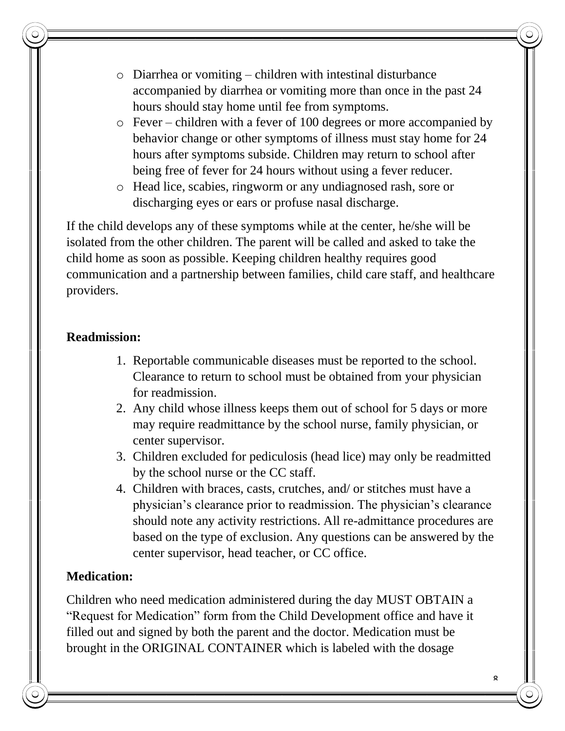- Diarrhea or vomiting – children with intestinal disturbance accompanied by diarrhea or vomiting more than once in the past 24 hours should stay home until fee from symptoms.
- Fever – children with a fever of 100 degrees or more accompanied by behavior change or other symptoms of illness must stay home for 24 hours after symptoms subside. Children may return to school after being free of fever for 24 hours without using a fever reducer.
- Head lice, scabies, ringworm or any undiagnosed rash, sore or discharging eyes or ears or profuse nasal discharge.

If the child develops any of these symptoms while at the center, he/she will be isolated from the other children. The parent will be called and asked to take the child home as soon as possible. Keeping children healthy requires good communication and a partnership between families, child care staff, and healthcare providers.

**Readmission:**

1. Reportable communicable diseases must be reported to the school. Clearance to return to school must be obtained from your physician for readmission.
2. Any child whose illness keeps them out of school for 5 days or more may require readmittance by the school nurse, family physician, or center supervisor.
3. Children excluded for pediculosis (head lice) may only be readmitted by the school nurse or the CC staff.
4. Children with braces, casts, crutches, and/ or stitches must have a physician's clearance prior to readmission. The physician's clearance should note any activity restrictions. All re-admittance procedures are based on the type of exclusion. Any questions can be answered by the center supervisor, head teacher, or CC office.

**Medication:**

Children who need medication administered during the day MUST OBTAIN a "Request for Medication" form from the Child Development office and have it filled out and signed by both the parent and the doctor. Medication must be brought in the ORIGINAL CONTAINER which is labeled with the dosage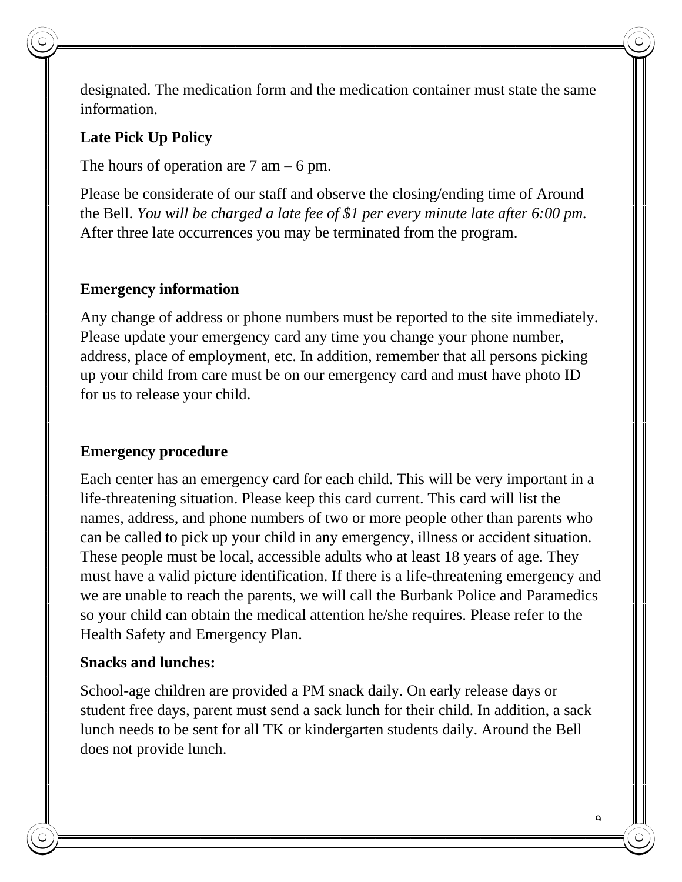designated. The medication form and the medication container must state the same information.

**Late Pick Up Policy**

The hours of operation are 7 am – 6 pm.

Please be considerate of our staff and observe the closing/ending time of Around the Bell. *You will be charged a late fee of $1 per every minute late after 6:00 pm.* After three late occurrences you may be terminated from the program.

**Emergency information**

Any change of address or phone numbers must be reported to the site immediately. Please update your emergency card any time you change your phone number, address, place of employment, etc. In addition, remember that all persons picking up your child from care must be on our emergency card and must have photo ID for us to release your child.

**Emergency procedure**

Each center has an emergency card for each child. This will be very important in a life-threatening situation. Please keep this card current. This card will list the names, address, and phone numbers of two or more people other than parents who can be called to pick up your child in any emergency, illness or accident situation. These people must be local, accessible adults who at least 18 years of age. They must have a valid picture identification. If there is a life-threatening emergency and we are unable to reach the parents, we will call the Burbank Police and Paramedics so your child can obtain the medical attention he/she requires. Please refer to the Health Safety and Emergency Plan.

**Snacks and lunches:**

School-age children are provided a PM snack daily. On early release days or student free days, parent must send a sack lunch for their child. In addition, a sack lunch needs to be sent for all TK or kindergarten students daily. Around the Bell does not provide lunch.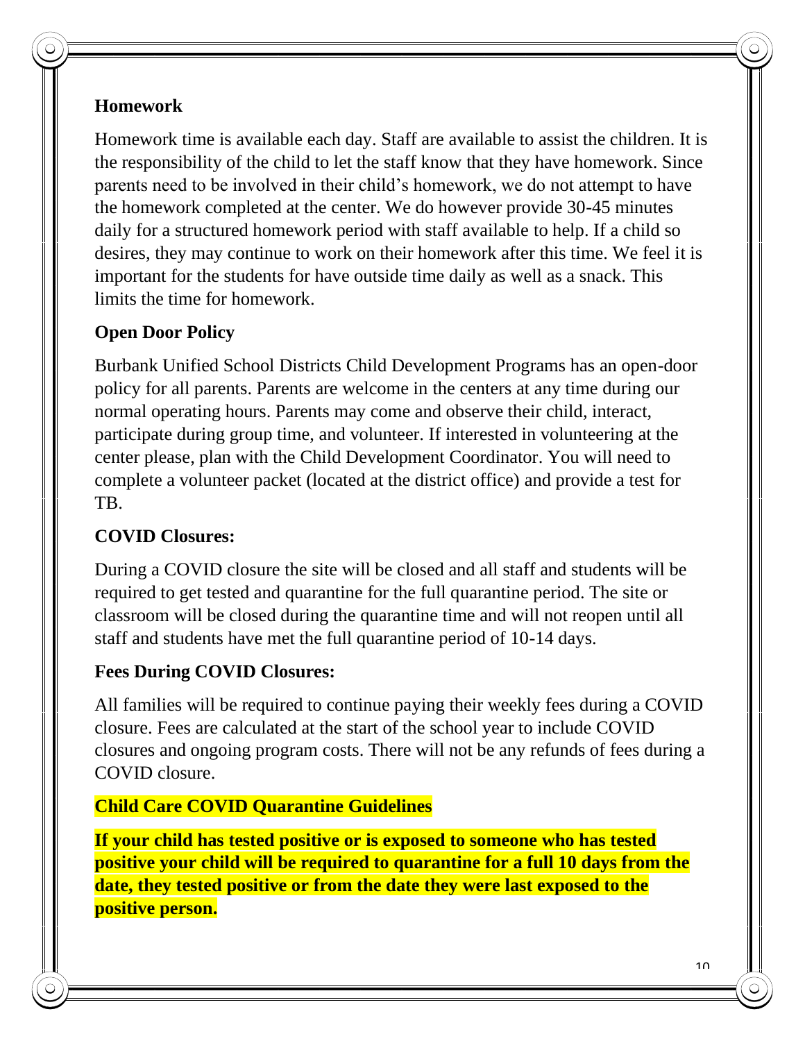**Homework**

Homework time is available each day. Staff are available to assist the children. It is the responsibility of the child to let the staff know that they have homework. Since parents need to be involved in their child's homework, we do not attempt to have the homework completed at the center. We do however provide 30-45 minutes daily for a structured homework period with staff available to help. If a child so desires, they may continue to work on their homework after this time. We feel it is important for the students for have outside time daily as well as a snack. This limits the time for homework.

**Open Door Policy**

Burbank Unified School Districts Child Development Programs has an open-door policy for all parents. Parents are welcome in the centers at any time during our normal operating hours. Parents may come and observe their child, interact, participate during group time, and volunteer. If interested in volunteering at the center please, plan with the Child Development Coordinator. You will need to complete a volunteer packet (located at the district office) and provide a test for TB.

**COVID Closures:**

During a COVID closure the site will be closed and all staff and students will be required to get tested and quarantine for the full quarantine period. The site or classroom will be closed during the quarantine time and will not reopen until all staff and students have met the full quarantine period of 10-14 days.

**Fees During COVID Closures:**

All families will be required to continue paying their weekly fees during a COVID closure. Fees are calculated at the start of the school year to include COVID closures and ongoing program costs. There will not be any refunds of fees during a COVID closure.

**Child Care COVID Quarantine Guidelines**

**If your child has tested positive or is exposed to someone who has tested positive your child will be required to quarantine for a full 10 days from the date, they tested positive or from the date they were last exposed to the positive person.**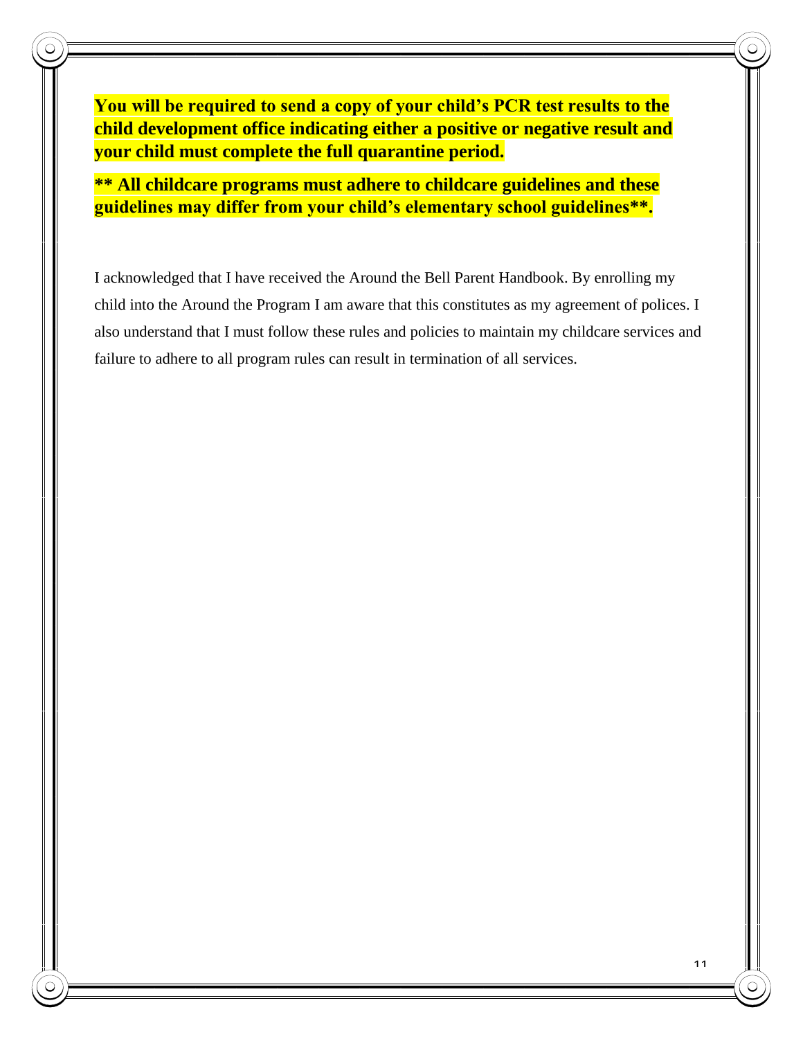**You will be required to send a copy of your child's PCR test results to the child development office indicating either a positive or negative result and your child must complete the full quarantine period.**

**** All childcare programs must adhere to childcare guidelines and these guidelines may differ from your child's elementary school guidelines**.**

I acknowledged that I have received the Around the Bell Parent Handbook. By enrolling my child into the Around the Program I am aware that this constitutes as my agreement of polices. I also understand that I must follow these rules and policies to maintain my childcare services and failure to adhere to all program rules can result in termination of all services.